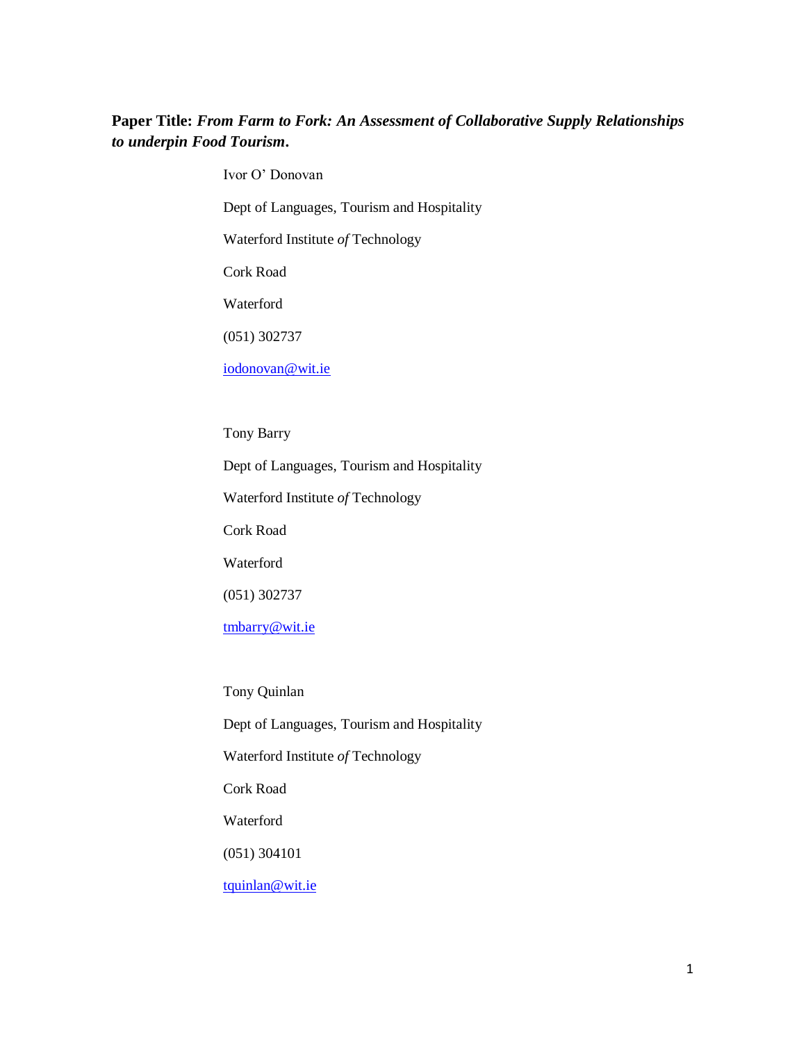**Paper Title:** ***From Farm to Fork: An Assessment of Collaborative Supply Relationships to underpin Food Tourism.***

Ivor O' Donovan

Dept of Languages, Tourism and Hospitality

Waterford Institute *of* Technology

Cork Road

Waterford

(051) 302737

iodonovan@wit.ie

Tony Barry

Dept of Languages, Tourism and Hospitality

Waterford Institute *of* Technology

Cork Road

Waterford

(051) 302737

tmbarry@wit.ie

Tony Quinlan

Dept of Languages, Tourism and Hospitality

Waterford Institute *of* Technology

Cork Road

Waterford

(051) 304101

tquinlan@wit.ie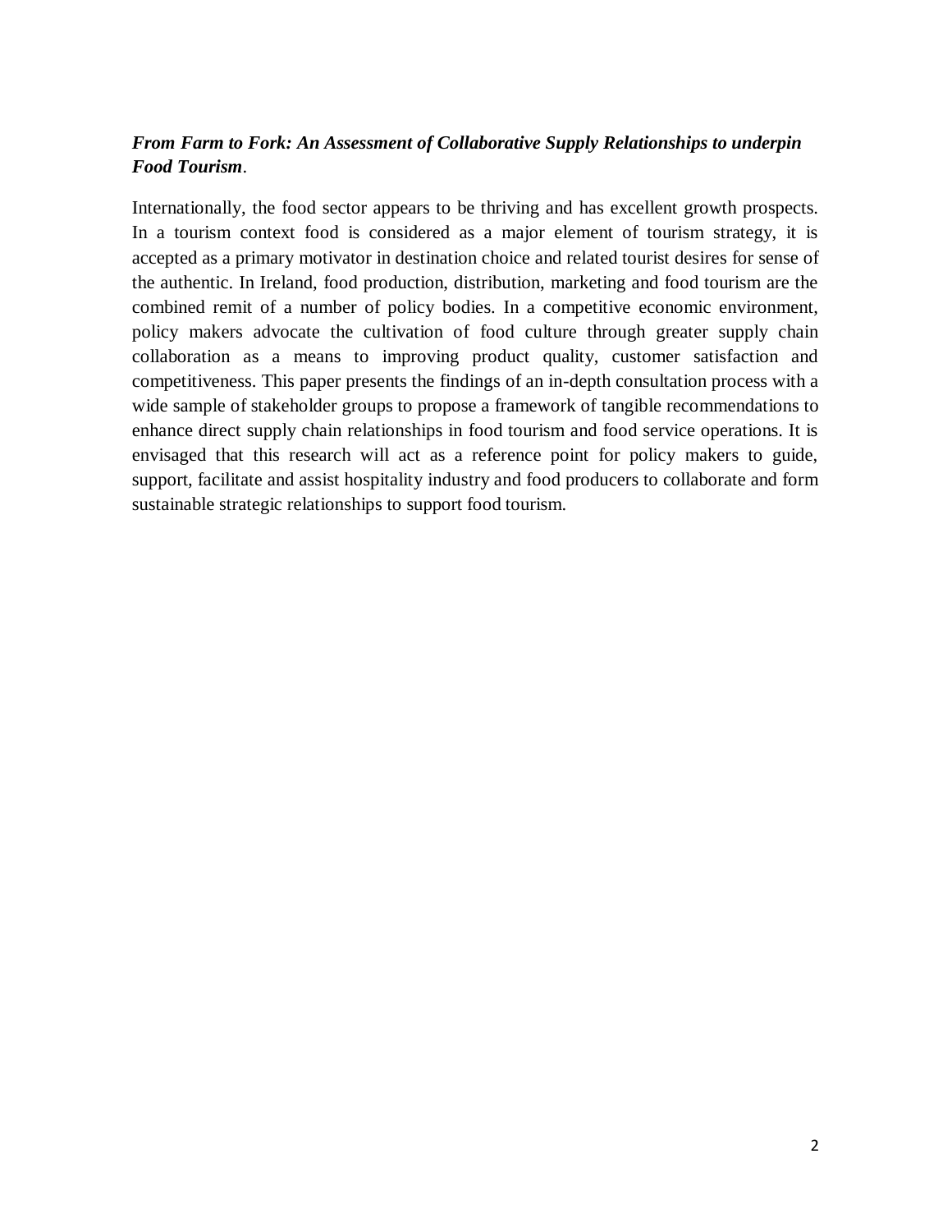***From Farm to Fork: An Assessment of Collaborative Supply Relationships to underpin Food Tourism*.**

Internationally, the food sector appears to be thriving and has excellent growth prospects. In a tourism context food is considered as a major element of tourism strategy, it is accepted as a primary motivator in destination choice and related tourist desires for sense of the authentic. In Ireland, food production, distribution, marketing and food tourism are the combined remit of a number of policy bodies. In a competitive economic environment, policy makers advocate the cultivation of food culture through greater supply chain collaboration as a means to improving product quality, customer satisfaction and competitiveness. This paper presents the findings of an in-depth consultation process with a wide sample of stakeholder groups to propose a framework of tangible recommendations to enhance direct supply chain relationships in food tourism and food service operations. It is envisaged that this research will act as a reference point for policy makers to guide, support, facilitate and assist hospitality industry and food producers to collaborate and form sustainable strategic relationships to support food tourism.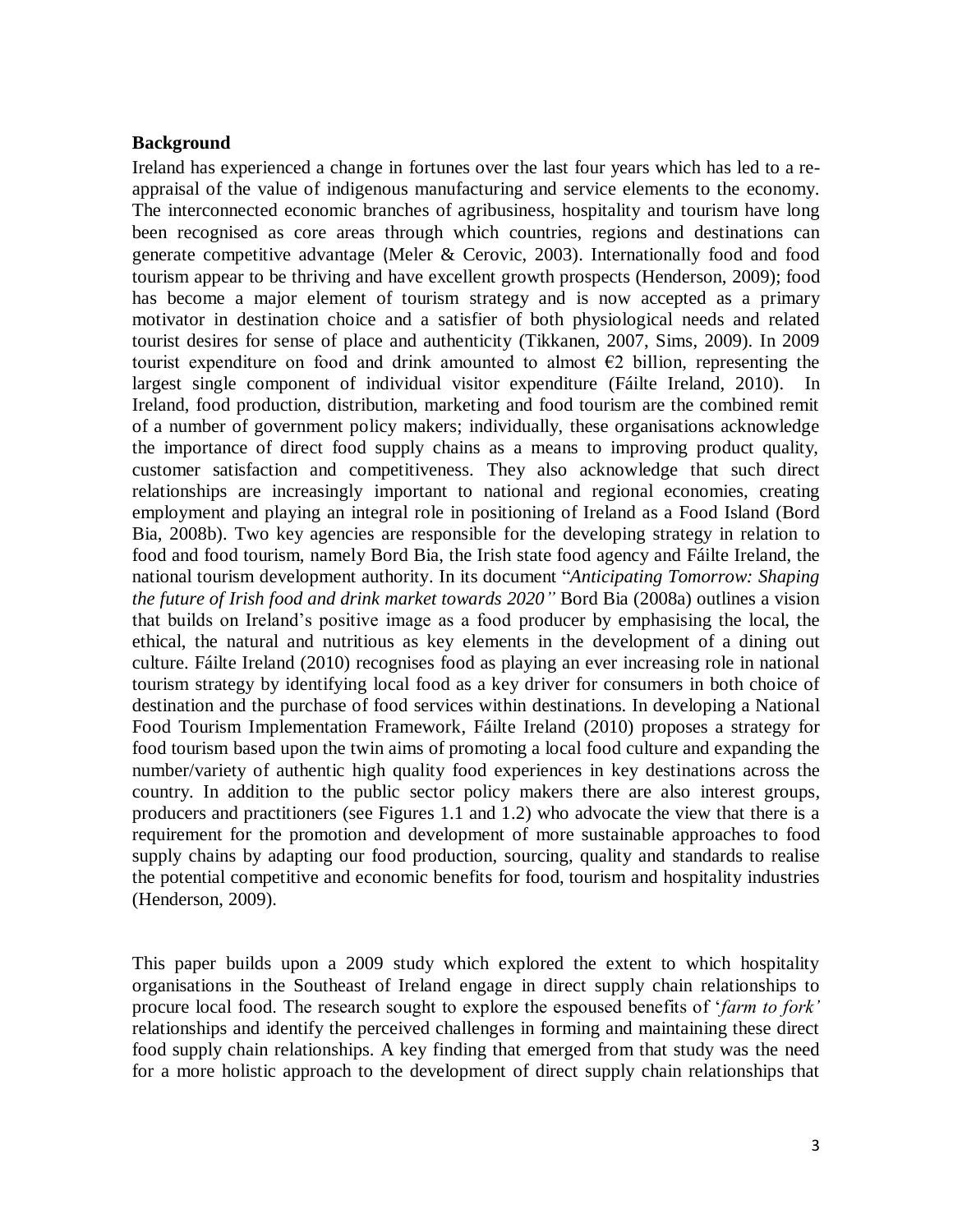### Background

Ireland has experienced a change in fortunes over the last four years which has led to a re-appraisal of the value of indigenous manufacturing and service elements to the economy. The interconnected economic branches of agribusiness, hospitality and tourism have long been recognised as core areas through which countries, regions and destinations can generate competitive advantage (Meler & Cerovic, 2003). Internationally food and food tourism appear to be thriving and have excellent growth prospects (Henderson, 2009); food has become a major element of tourism strategy and is now accepted as a primary motivator in destination choice and a satisfier of both physiological needs and related tourist desires for sense of place and authenticity (Tikkanen, 2007, Sims, 2009). In 2009 tourist expenditure on food and drink amounted to almost €2 billion, representing the largest single component of individual visitor expenditure (Fáilte Ireland, 2010). In Ireland, food production, distribution, marketing and food tourism are the combined remit of a number of government policy makers; individually, these organisations acknowledge the importance of direct food supply chains as a means to improving product quality, customer satisfaction and competitiveness. They also acknowledge that such direct relationships are increasingly important to national and regional economies, creating employment and playing an integral role in positioning of Ireland as a Food Island (Bord Bia, 2008b). Two key agencies are responsible for the developing strategy in relation to food and food tourism, namely Bord Bia, the Irish state food agency and Fáilte Ireland, the national tourism development authority. In its document "*Anticipating Tomorrow: Shaping the future of Irish food and drink market towards 2020"* Bord Bia (2008a) outlines a vision that builds on Ireland's positive image as a food producer by emphasising the local, the ethical, the natural and nutritious as key elements in the development of a dining out culture. Fáilte Ireland (2010) recognises food as playing an ever increasing role in national tourism strategy by identifying local food as a key driver for consumers in both choice of destination and the purchase of food services within destinations. In developing a National Food Tourism Implementation Framework, Fáilte Ireland (2010) proposes a strategy for food tourism based upon the twin aims of promoting a local food culture and expanding the number/variety of authentic high quality food experiences in key destinations across the country. In addition to the public sector policy makers there are also interest groups, producers and practitioners (see Figures 1.1 and 1.2) who advocate the view that there is a requirement for the promotion and development of more sustainable approaches to food supply chains by adapting our food production, sourcing, quality and standards to realise the potential competitive and economic benefits for food, tourism and hospitality industries (Henderson, 2009).

This paper builds upon a 2009 study which explored the extent to which hospitality organisations in the Southeast of Ireland engage in direct supply chain relationships to procure local food. The research sought to explore the espoused benefits of '*farm to fork'* relationships and identify the perceived challenges in forming and maintaining these direct food supply chain relationships. A key finding that emerged from that study was the need for a more holistic approach to the development of direct supply chain relationships that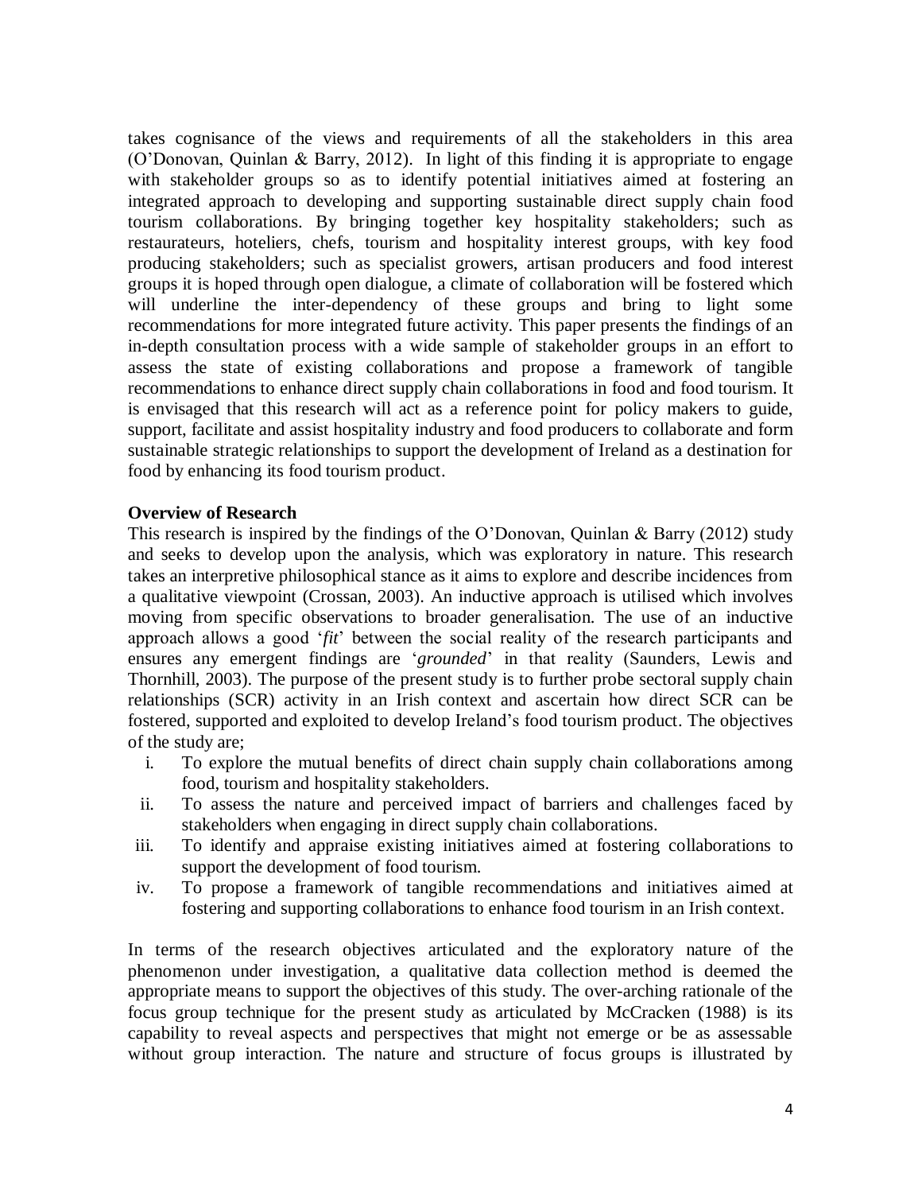takes cognisance of the views and requirements of all the stakeholders in this area (O'Donovan, Quinlan & Barry, 2012). In light of this finding it is appropriate to engage with stakeholder groups so as to identify potential initiatives aimed at fostering an integrated approach to developing and supporting sustainable direct supply chain food tourism collaborations. By bringing together key hospitality stakeholders; such as restaurateurs, hoteliers, chefs, tourism and hospitality interest groups, with key food producing stakeholders; such as specialist growers, artisan producers and food interest groups it is hoped through open dialogue, a climate of collaboration will be fostered which will underline the inter-dependency of these groups and bring to light some recommendations for more integrated future activity. This paper presents the findings of an in-depth consultation process with a wide sample of stakeholder groups in an effort to assess the state of existing collaborations and propose a framework of tangible recommendations to enhance direct supply chain collaborations in food and food tourism. It is envisaged that this research will act as a reference point for policy makers to guide, support, facilitate and assist hospitality industry and food producers to collaborate and form sustainable strategic relationships to support the development of Ireland as a destination for food by enhancing its food tourism product.

**Overview of Research**

This research is inspired by the findings of the O'Donovan, Quinlan & Barry (2012) study and seeks to develop upon the analysis, which was exploratory in nature. This research takes an interpretive philosophical stance as it aims to explore and describe incidences from a qualitative viewpoint (Crossan, 2003). An inductive approach is utilised which involves moving from specific observations to broader generalisation. The use of an inductive approach allows a good '*fit*' between the social reality of the research participants and ensures any emergent findings are '*grounded*' in that reality (Saunders, Lewis and Thornhill, 2003). The purpose of the present study is to further probe sectoral supply chain relationships (SCR) activity in an Irish context and ascertain how direct SCR can be fostered, supported and exploited to develop Ireland's food tourism product. The objectives of the study are;

i. To explore the mutual benefits of direct chain supply chain collaborations among food, tourism and hospitality stakeholders.
ii. To assess the nature and perceived impact of barriers and challenges faced by stakeholders when engaging in direct supply chain collaborations.
iii. To identify and appraise existing initiatives aimed at fostering collaborations to support the development of food tourism.
iv. To propose a framework of tangible recommendations and initiatives aimed at fostering and supporting collaborations to enhance food tourism in an Irish context.

In terms of the research objectives articulated and the exploratory nature of the phenomenon under investigation, a qualitative data collection method is deemed the appropriate means to support the objectives of this study. The over-arching rationale of the focus group technique for the present study as articulated by McCracken (1988) is its capability to reveal aspects and perspectives that might not emerge or be as assessable without group interaction. The nature and structure of focus groups is illustrated by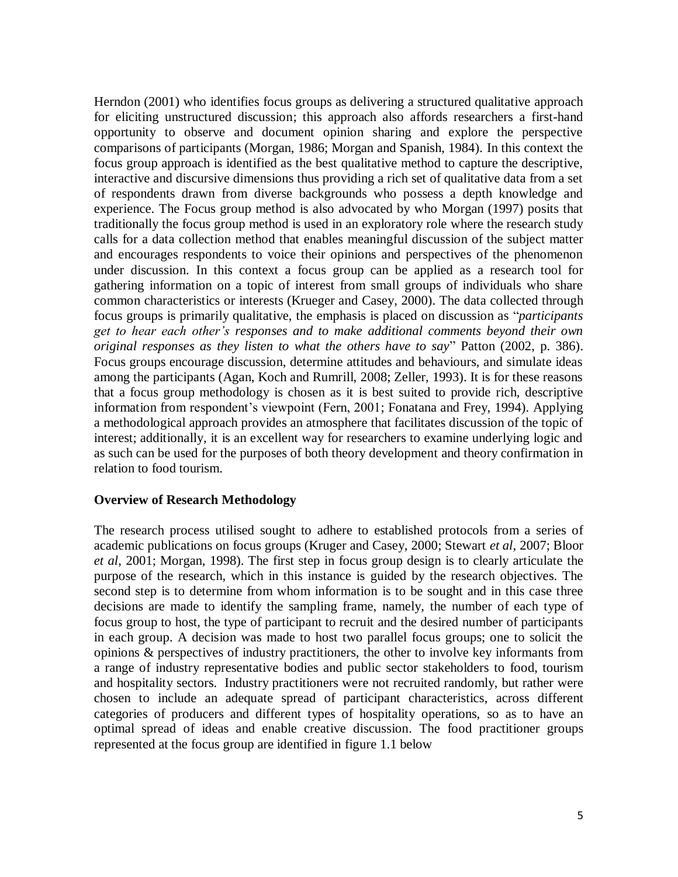Herndon (2001) who identifies focus groups as delivering a structured qualitative approach for eliciting unstructured discussion; this approach also affords researchers a first-hand opportunity to observe and document opinion sharing and explore the perspective comparisons of participants (Morgan, 1986; Morgan and Spanish, 1984). In this context the focus group approach is identified as the best qualitative method to capture the descriptive, interactive and discursive dimensions thus providing a rich set of qualitative data from a set of respondents drawn from diverse backgrounds who possess a depth knowledge and experience. The Focus group method is also advocated by who Morgan (1997) posits that traditionally the focus group method is used in an exploratory role where the research study calls for a data collection method that enables meaningful discussion of the subject matter and encourages respondents to voice their opinions and perspectives of the phenomenon under discussion. In this context a focus group can be applied as a research tool for gathering information on a topic of interest from small groups of individuals who share common characteristics or interests (Krueger and Casey, 2000). The data collected through focus groups is primarily qualitative, the emphasis is placed on discussion as "*participants get to hear each other's responses and to make additional comments beyond their own original responses as they listen to what the others have to say*" Patton (2002, p. 386). Focus groups encourage discussion, determine attitudes and behaviours, and simulate ideas among the participants (Agan, Koch and Rumrill, 2008; Zeller, 1993). It is for these reasons that a focus group methodology is chosen as it is best suited to provide rich, descriptive information from respondent's viewpoint (Fern, 2001; Fonatana and Frey, 1994). Applying a methodological approach provides an atmosphere that facilitates discussion of the topic of interest; additionally, it is an excellent way for researchers to examine underlying logic and as such can be used for the purposes of both theory development and theory confirmation in relation to food tourism.

**Overview of Research Methodology**

The research process utilised sought to adhere to established protocols from a series of academic publications on focus groups (Kruger and Casey, 2000; Stewart *et al*, 2007; Bloor *et al*, 2001; Morgan, 1998). The first step in focus group design is to clearly articulate the purpose of the research, which in this instance is guided by the research objectives. The second step is to determine from whom information is to be sought and in this case three decisions are made to identify the sampling frame, namely, the number of each type of focus group to host, the type of participant to recruit and the desired number of participants in each group. A decision was made to host two parallel focus groups; one to solicit the opinions & perspectives of industry practitioners, the other to involve key informants from a range of industry representative bodies and public sector stakeholders to food, tourism and hospitality sectors. Industry practitioners were not recruited randomly, but rather were chosen to include an adequate spread of participant characteristics, across different categories of producers and different types of hospitality operations, so as to have an optimal spread of ideas and enable creative discussion. The food practitioner groups represented at the focus group are identified in figure 1.1 below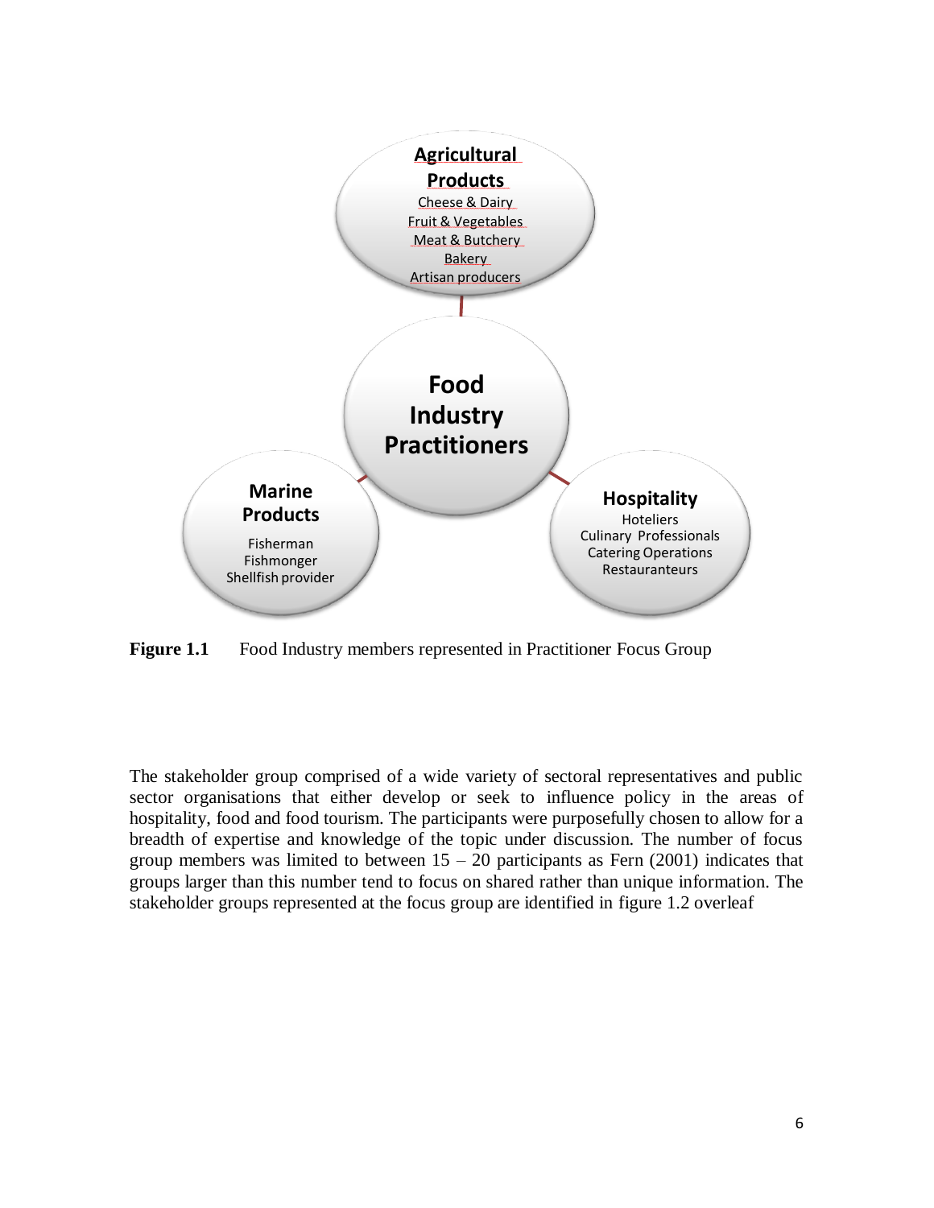**Agricultural Products**
Cheese & Dairy
Fruit & Vegetables
Meat & Butchery
Bakery
Artisan producers

**Food Industry Practitioners**

**Marine Products**
Fisherman
Fishmonger
Shellfish provider

**Hospitality**
Hoteliers
Culinary Professionals
Catering Operations
Restauranteurs

**Figure 1.1** Food Industry members represented in Practitioner Focus Group

The stakeholder group comprised of a wide variety of sectoral representatives and public sector organisations that either develop or seek to influence policy in the areas of hospitality, food and food tourism. The participants were purposefully chosen to allow for a breadth of expertise and knowledge of the topic under discussion. The number of focus group members was limited to between 15 – 20 participants as Fern (2001) indicates that groups larger than this number tend to focus on shared rather than unique information. The stakeholder groups represented at the focus group are identified in figure 1.2 overleaf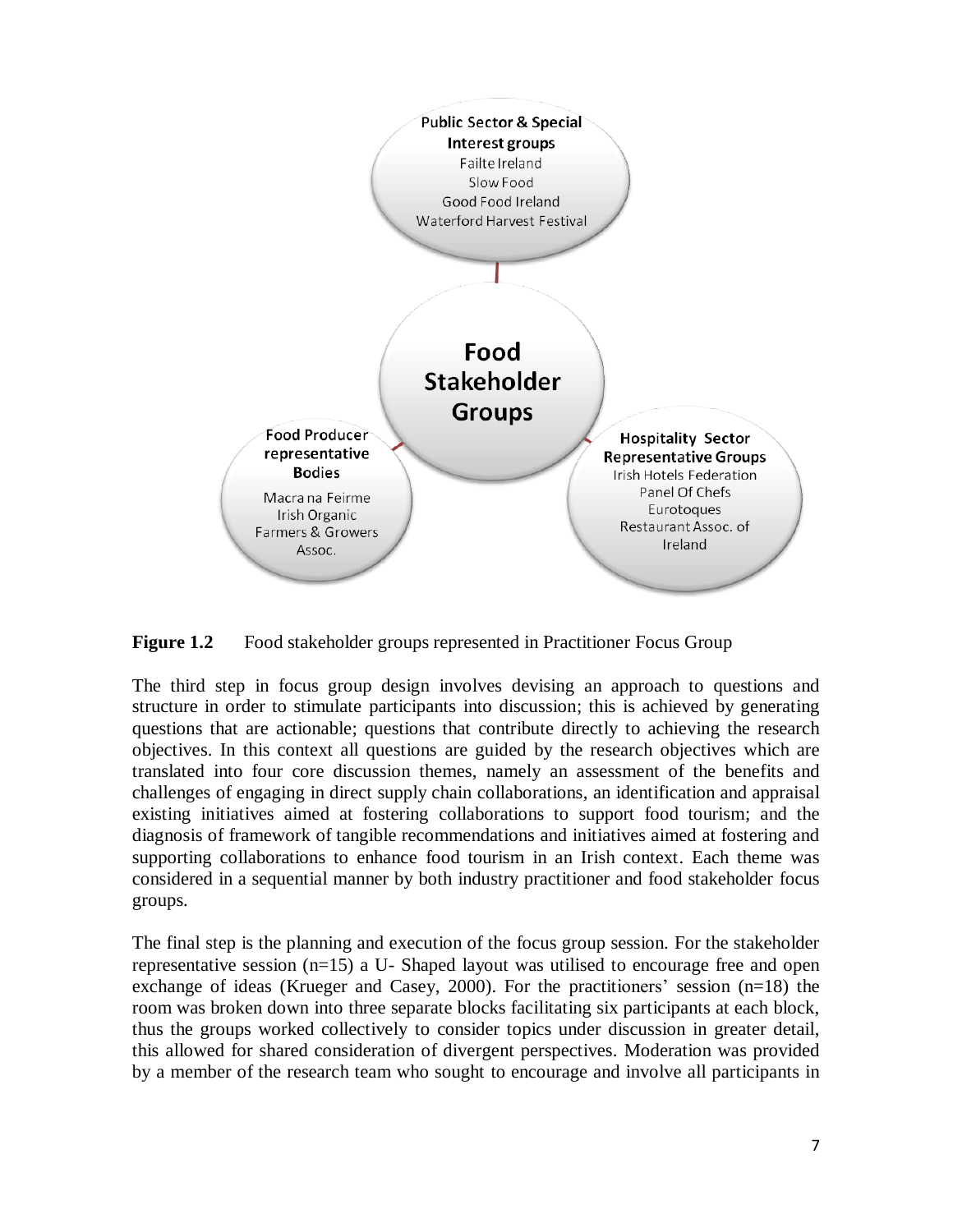**Public Sector & Special Interest groups**
Failte Ireland
Slow Food
Good Food Ireland
Waterford Harvest Festival

**Food Stakeholder Groups**

**Food Producer representative Bodies**
Macra na Feirme
Irish Organic Farmers & Growers Assoc.

**Hospitality Sector Representative Groups**
Irish Hotels Federation
Panel Of Chefs
Eurotoques
Restaurant Assoc. of Ireland

**Figure 1.2** Food stakeholder groups represented in Practitioner Focus Group

The third step in focus group design involves devising an approach to questions and structure in order to stimulate participants into discussion; this is achieved by generating questions that are actionable; questions that contribute directly to achieving the research objectives. In this context all questions are guided by the research objectives which are translated into four core discussion themes, namely an assessment of the benefits and challenges of engaging in direct supply chain collaborations, an identification and appraisal existing initiatives aimed at fostering collaborations to support food tourism; and the diagnosis of framework of tangible recommendations and initiatives aimed at fostering and supporting collaborations to enhance food tourism in an Irish context. Each theme was considered in a sequential manner by both industry practitioner and food stakeholder focus groups.

The final step is the planning and execution of the focus group session. For the stakeholder representative session (n=15) a U- Shaped layout was utilised to encourage free and open exchange of ideas (Krueger and Casey, 2000). For the practitioners' session (n=18) the room was broken down into three separate blocks facilitating six participants at each block, thus the groups worked collectively to consider topics under discussion in greater detail, this allowed for shared consideration of divergent perspectives. Moderation was provided by a member of the research team who sought to encourage and involve all participants in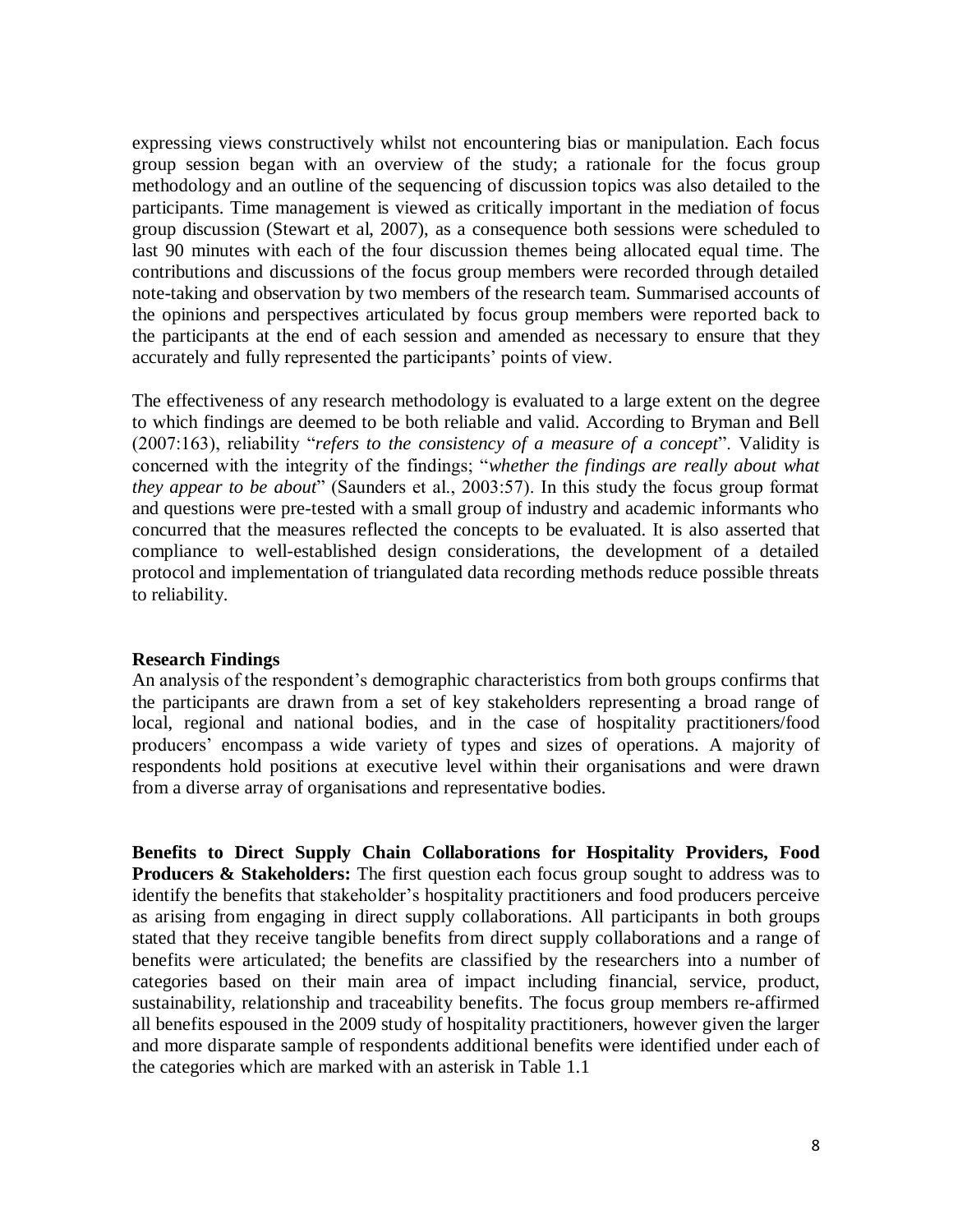expressing views constructively whilst not encountering bias or manipulation. Each focus group session began with an overview of the study; a rationale for the focus group methodology and an outline of the sequencing of discussion topics was also detailed to the participants. Time management is viewed as critically important in the mediation of focus group discussion (Stewart et al, 2007), as a consequence both sessions were scheduled to last 90 minutes with each of the four discussion themes being allocated equal time. The contributions and discussions of the focus group members were recorded through detailed note-taking and observation by two members of the research team. Summarised accounts of the opinions and perspectives articulated by focus group members were reported back to the participants at the end of each session and amended as necessary to ensure that they accurately and fully represented the participants' points of view.

The effectiveness of any research methodology is evaluated to a large extent on the degree to which findings are deemed to be both reliable and valid. According to Bryman and Bell (2007:163), reliability "*refers to the consistency of a measure of a concept*". Validity is concerned with the integrity of the findings; "*whether the findings are really about what they appear to be about*" (Saunders et al., 2003:57). In this study the focus group format and questions were pre-tested with a small group of industry and academic informants who concurred that the measures reflected the concepts to be evaluated. It is also asserted that compliance to well-established design considerations, the development of a detailed protocol and implementation of triangulated data recording methods reduce possible threats to reliability.

**Research Findings**

An analysis of the respondent's demographic characteristics from both groups confirms that the participants are drawn from a set of key stakeholders representing a broad range of local, regional and national bodies, and in the case of hospitality practitioners/food producers' encompass a wide variety of types and sizes of operations. A majority of respondents hold positions at executive level within their organisations and were drawn from a diverse array of organisations and representative bodies.

**Benefits to Direct Supply Chain Collaborations for Hospitality Providers, Food Producers & Stakeholders:** The first question each focus group sought to address was to identify the benefits that stakeholder's hospitality practitioners and food producers perceive as arising from engaging in direct supply collaborations. All participants in both groups stated that they receive tangible benefits from direct supply collaborations and a range of benefits were articulated; the benefits are classified by the researchers into a number of categories based on their main area of impact including financial, service, product, sustainability, relationship and traceability benefits. The focus group members re-affirmed all benefits espoused in the 2009 study of hospitality practitioners, however given the larger and more disparate sample of respondents additional benefits were identified under each of the categories which are marked with an asterisk in Table 1.1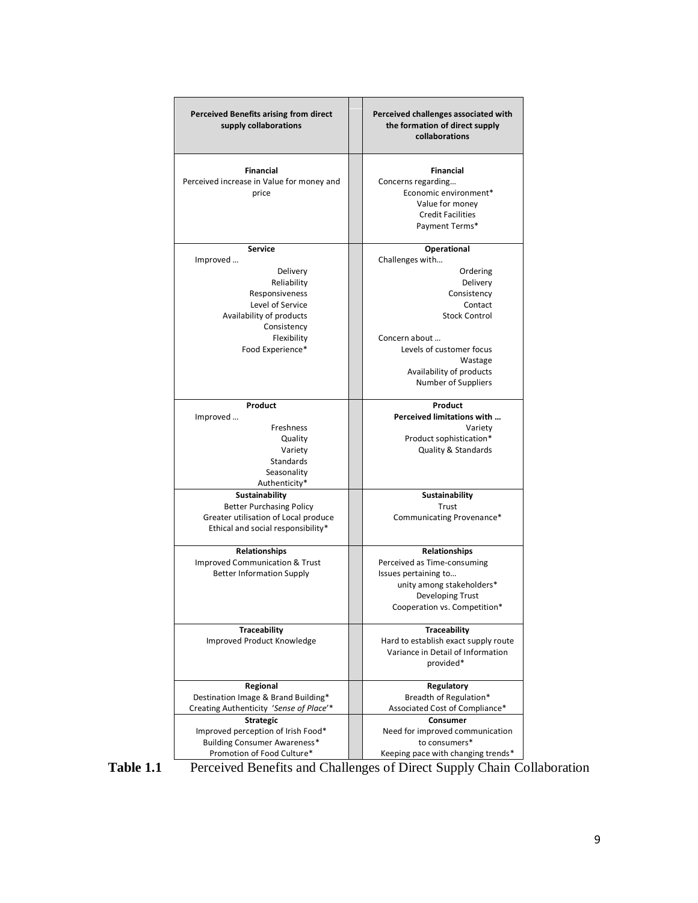| Perceived Benefits arising from direct supply collaborations | Perceived challenges associated with the formation of direct supply collaborations |
|---|---|
| **Financial**<br>Perceived increase in Value for money and price | **Financial**<br>Concerns regarding…<br>Economic environment*<br>Value for money<br>Credit Facilities<br>Payment Terms* |
| **Service**<br>Improved …<br>Delivery<br>Reliability<br>Responsiveness<br>Level of Service<br>Availability of products<br>Consistency<br>Flexibility<br>Food Experience* | **Operational**<br>Challenges with…<br>Ordering<br>Delivery<br>Consistency<br>Contact<br>Stock Control<br><br>Concern about …<br>Levels of customer focus<br>Wastage<br>Availability of products<br>Number of Suppliers |
| **Product**<br>Improved …<br>Freshness<br>Quality<br>Variety<br>Standards<br>Seasonality<br>Authenticity* | **Product**<br>**Perceived limitations with …**<br>Variety<br>Product sophistication*<br>Quality & Standards |
| **Sustainability**<br>Better Purchasing Policy<br>Greater utilisation of Local produce<br>Ethical and social responsibility* | **Sustainability**<br>Trust<br>Communicating Provenance* |
| **Relationships**<br>Improved Communication & Trust<br>Better Information Supply | **Relationships**<br>Perceived as Time-consuming<br>Issues pertaining to…<br>unity among stakeholders*<br>Developing Trust<br>Cooperation vs. Competition* |
| **Traceability**<br>Improved Product Knowledge | **Traceability**<br>Hard to establish exact supply route<br>Variance in Detail of Information provided* |
| **Regional**<br>Destination Image & Brand Building*<br>Creating Authenticity *'Sense of Place'** | **Regulatory**<br>Breadth of Regulation*<br>Associated Cost of Compliance* |
| **Strategic**<br>Improved perception of Irish Food*<br>Building Consumer Awareness*<br>Promotion of Food Culture* | **Consumer**<br>Need for improved communication to consumers*<br>Keeping pace with changing trends* |

**Table 1.1** Perceived Benefits and Challenges of Direct Supply Chain Collaboration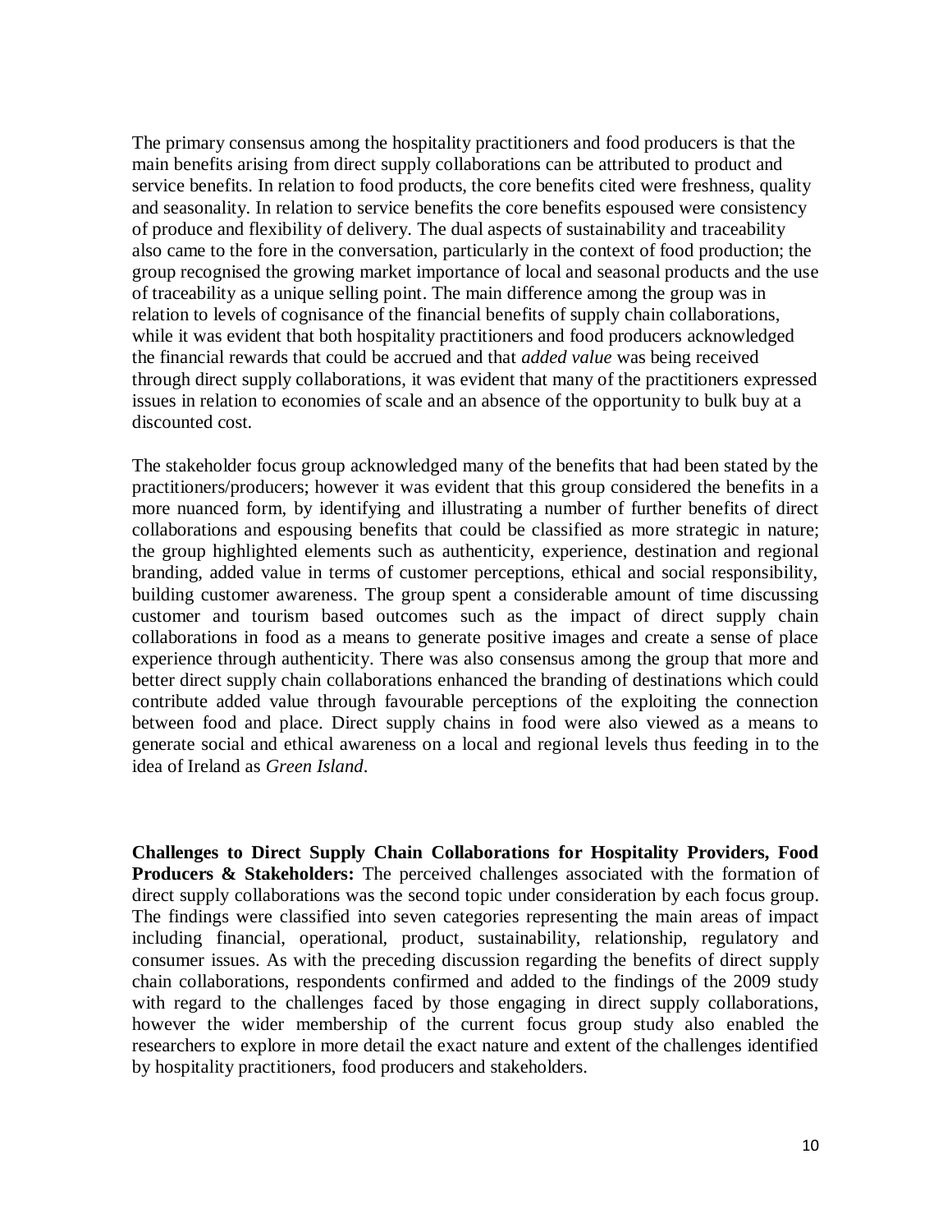The primary consensus among the hospitality practitioners and food producers is that the main benefits arising from direct supply collaborations can be attributed to product and service benefits. In relation to food products, the core benefits cited were freshness, quality and seasonality. In relation to service benefits the core benefits espoused were consistency of produce and flexibility of delivery. The dual aspects of sustainability and traceability also came to the fore in the conversation, particularly in the context of food production; the group recognised the growing market importance of local and seasonal products and the use of traceability as a unique selling point. The main difference among the group was in relation to levels of cognisance of the financial benefits of supply chain collaborations, while it was evident that both hospitality practitioners and food producers acknowledged the financial rewards that could be accrued and that *added value* was being received through direct supply collaborations, it was evident that many of the practitioners expressed issues in relation to economies of scale and an absence of the opportunity to bulk buy at a discounted cost.

The stakeholder focus group acknowledged many of the benefits that had been stated by the practitioners/producers; however it was evident that this group considered the benefits in a more nuanced form, by identifying and illustrating a number of further benefits of direct collaborations and espousing benefits that could be classified as more strategic in nature; the group highlighted elements such as authenticity, experience, destination and regional branding, added value in terms of customer perceptions, ethical and social responsibility, building customer awareness. The group spent a considerable amount of time discussing customer and tourism based outcomes such as the impact of direct supply chain collaborations in food as a means to generate positive images and create a sense of place experience through authenticity. There was also consensus among the group that more and better direct supply chain collaborations enhanced the branding of destinations which could contribute added value through favourable perceptions of the exploiting the connection between food and place. Direct supply chains in food were also viewed as a means to generate social and ethical awareness on a local and regional levels thus feeding in to the idea of Ireland as *Green Island*.

**Challenges to Direct Supply Chain Collaborations for Hospitality Providers, Food Producers & Stakeholders:** The perceived challenges associated with the formation of direct supply collaborations was the second topic under consideration by each focus group. The findings were classified into seven categories representing the main areas of impact including financial, operational, product, sustainability, relationship, regulatory and consumer issues. As with the preceding discussion regarding the benefits of direct supply chain collaborations, respondents confirmed and added to the findings of the 2009 study with regard to the challenges faced by those engaging in direct supply collaborations, however the wider membership of the current focus group study also enabled the researchers to explore in more detail the exact nature and extent of the challenges identified by hospitality practitioners, food producers and stakeholders.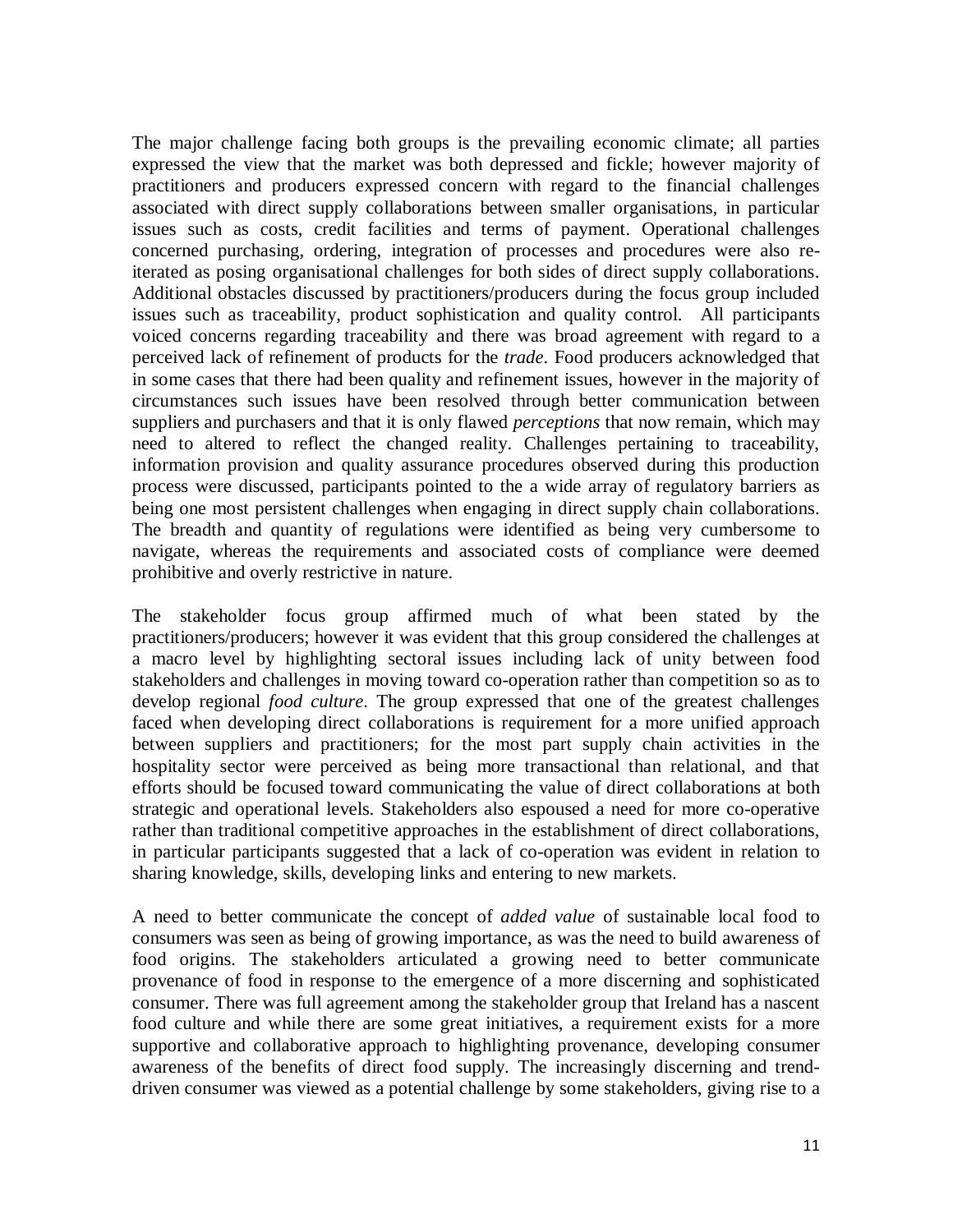The major challenge facing both groups is the prevailing economic climate; all parties expressed the view that the market was both depressed and fickle; however majority of practitioners and producers expressed concern with regard to the financial challenges associated with direct supply collaborations between smaller organisations, in particular issues such as costs, credit facilities and terms of payment. Operational challenges concerned purchasing, ordering, integration of processes and procedures were also re-iterated as posing organisational challenges for both sides of direct supply collaborations. Additional obstacles discussed by practitioners/producers during the focus group included issues such as traceability, product sophistication and quality control. All participants voiced concerns regarding traceability and there was broad agreement with regard to a perceived lack of refinement of products for the *trade*. Food producers acknowledged that in some cases that there had been quality and refinement issues, however in the majority of circumstances such issues have been resolved through better communication between suppliers and purchasers and that it is only flawed *perceptions* that now remain, which may need to altered to reflect the changed reality. Challenges pertaining to traceability, information provision and quality assurance procedures observed during this production process were discussed, participants pointed to the a wide array of regulatory barriers as being one most persistent challenges when engaging in direct supply chain collaborations. The breadth and quantity of regulations were identified as being very cumbersome to navigate, whereas the requirements and associated costs of compliance were deemed prohibitive and overly restrictive in nature.

The stakeholder focus group affirmed much of what been stated by the practitioners/producers; however it was evident that this group considered the challenges at a macro level by highlighting sectoral issues including lack of unity between food stakeholders and challenges in moving toward co-operation rather than competition so as to develop regional *food culture*. The group expressed that one of the greatest challenges faced when developing direct collaborations is requirement for a more unified approach between suppliers and practitioners; for the most part supply chain activities in the hospitality sector were perceived as being more transactional than relational, and that efforts should be focused toward communicating the value of direct collaborations at both strategic and operational levels. Stakeholders also espoused a need for more co-operative rather than traditional competitive approaches in the establishment of direct collaborations, in particular participants suggested that a lack of co-operation was evident in relation to sharing knowledge, skills, developing links and entering to new markets.

A need to better communicate the concept of *added value* of sustainable local food to consumers was seen as being of growing importance, as was the need to build awareness of food origins. The stakeholders articulated a growing need to better communicate provenance of food in response to the emergence of a more discerning and sophisticated consumer. There was full agreement among the stakeholder group that Ireland has a nascent food culture and while there are some great initiatives, a requirement exists for a more supportive and collaborative approach to highlighting provenance, developing consumer awareness of the benefits of direct food supply. The increasingly discerning and trend-driven consumer was viewed as a potential challenge by some stakeholders, giving rise to a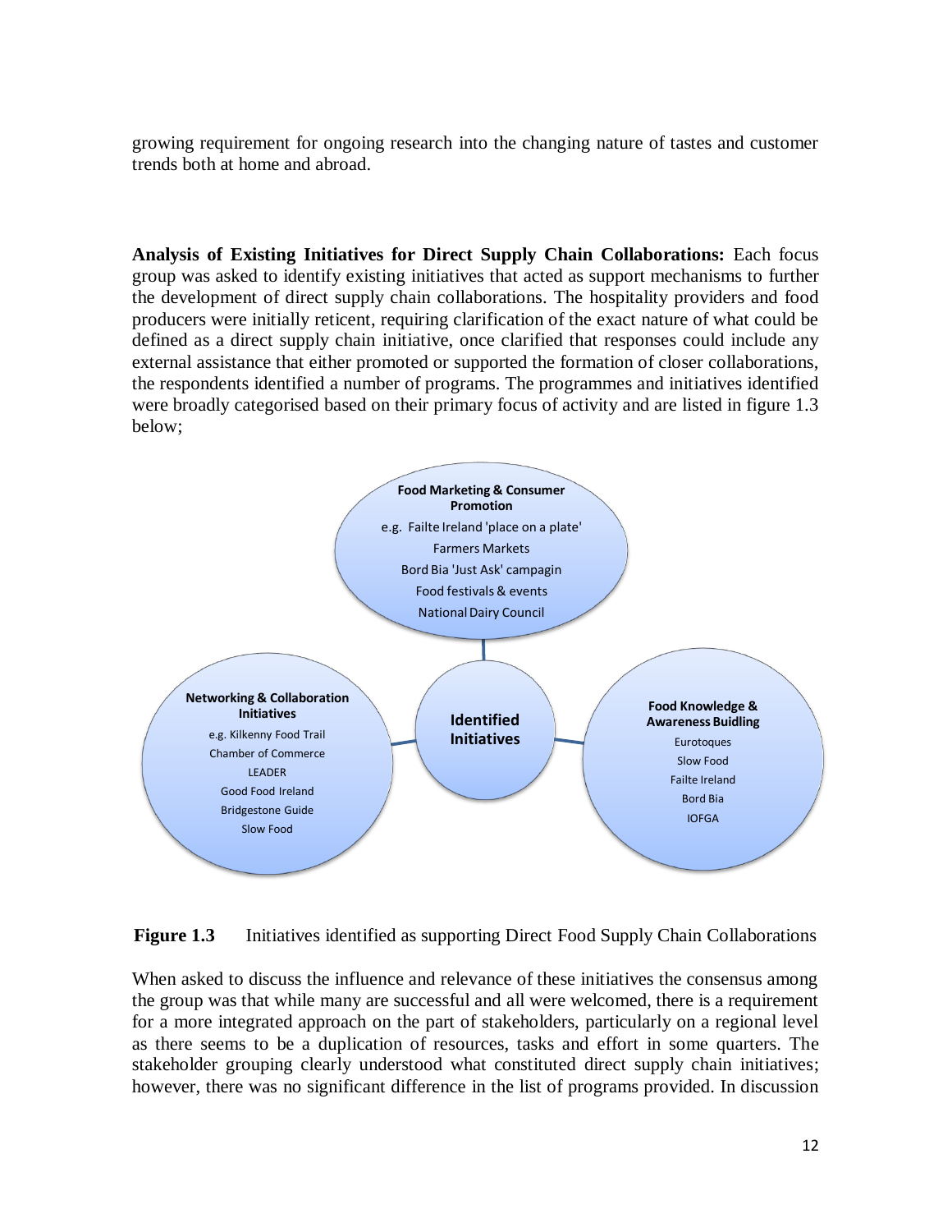growing requirement for ongoing research into the changing nature of tastes and customer trends both at home and abroad.

**Analysis of Existing Initiatives for Direct Supply Chain Collaborations:** Each focus group was asked to identify existing initiatives that acted as support mechanisms to further the development of direct supply chain collaborations. The hospitality providers and food producers were initially reticent, requiring clarification of the exact nature of what could be defined as a direct supply chain initiative, once clarified that responses could include any external assistance that either promoted or supported the formation of closer collaborations, the respondents identified a number of programs. The programmes and initiatives identified were broadly categorised based on their primary focus of activity and are listed in figure 1.3 below;

**Identified Initiatives**

**Food Marketing & Consumer Promotion**
- e.g. Failte Ireland 'place on a plate'
- Farmers Markets
- Bord Bia 'Just Ask' campagin
- Food festivals & events
- National Dairy Council

**Networking & Collaboration Initiatives**
- e.g. Kilkenny Food Trail
- Chamber of Commerce
- LEADER
- Good Food Ireland
- Bridgestone Guide
- Slow Food

**Food Knowledge & Awareness Buidling**
- Eurotoques
- Slow Food
- Failte Ireland
- Bord Bia
- IOFGA

**Figure 1.3** Initiatives identified as supporting Direct Food Supply Chain Collaborations

When asked to discuss the influence and relevance of these initiatives the consensus among the group was that while many are successful and all were welcomed, there is a requirement for a more integrated approach on the part of stakeholders, particularly on a regional level as there seems to be a duplication of resources, tasks and effort in some quarters. The stakeholder grouping clearly understood what constituted direct supply chain initiatives; however, there was no significant difference in the list of programs provided. In discussion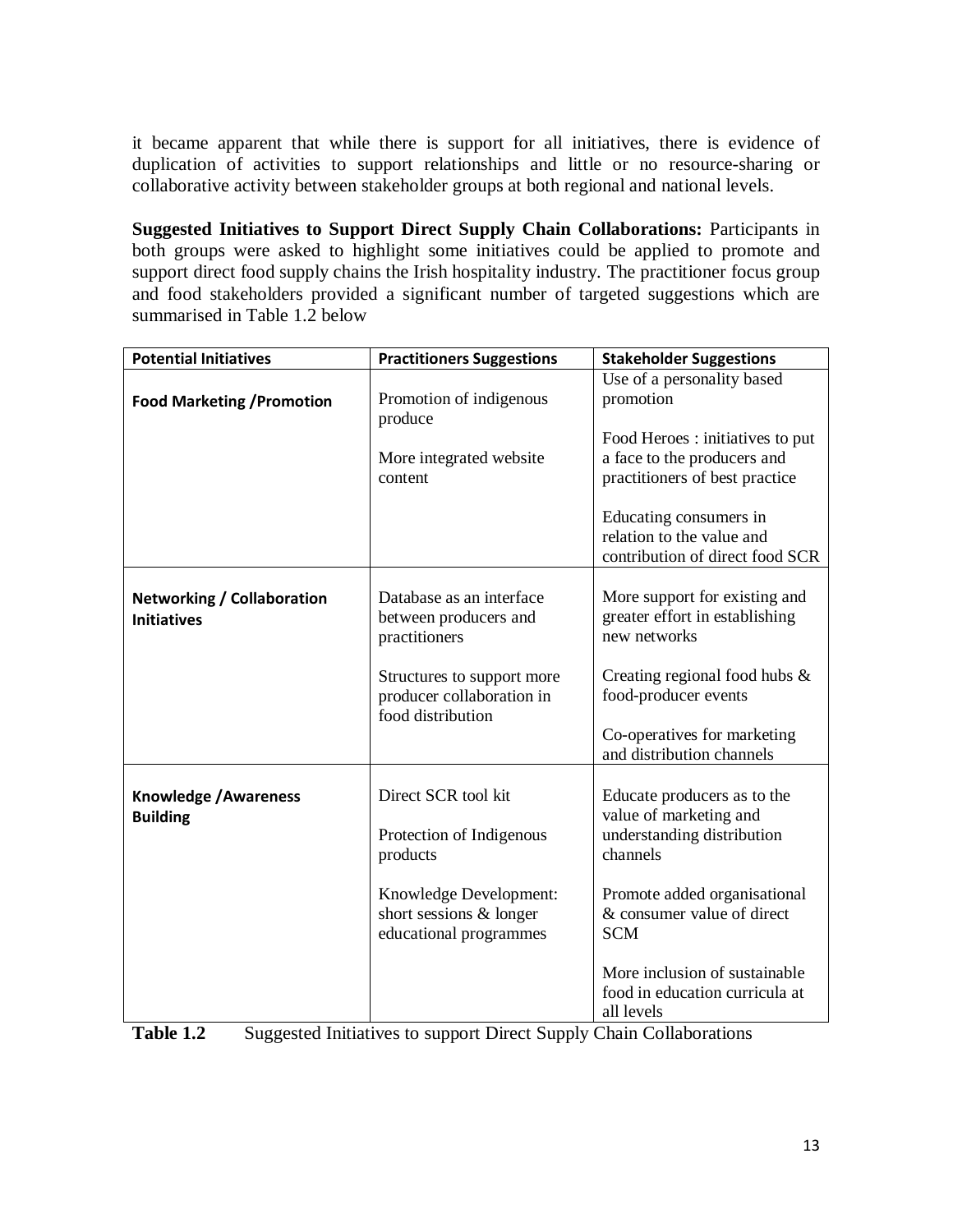it became apparent that while there is support for all initiatives, there is evidence of duplication of activities to support relationships and little or no resource-sharing or collaborative activity between stakeholder groups at both regional and national levels.

**Suggested Initiatives to Support Direct Supply Chain Collaborations:** Participants in both groups were asked to highlight some initiatives could be applied to promote and support direct food supply chains the Irish hospitality industry. The practitioner focus group and food stakeholders provided a significant number of targeted suggestions which are summarised in Table 1.2 below

| Potential Initiatives | Practitioners Suggestions | Stakeholder Suggestions |
|---|---|---|
| **Food Marketing /Promotion** | Promotion of indigenous produce<br><br>More integrated website content | Use of a personality based promotion<br><br>Food Heroes : initiatives to put a face to the producers and practitioners of best practice<br><br>Educating consumers in relation to the value and contribution of direct food SCR |
| **Networking / Collaboration Initiatives** | Database as an interface between producers and practitioners<br><br>Structures to support more producer collaboration in food distribution | More support for existing and greater effort in establishing new networks<br><br>Creating regional food hubs & food-producer events<br><br>Co-operatives for marketing and distribution channels |
| **Knowledge /Awareness Building** | Direct SCR tool kit<br><br>Protection of Indigenous products<br><br>Knowledge Development: short sessions & longer educational programmes | Educate producers as to the value of marketing and understanding distribution channels<br><br>Promote added organisational & consumer value of direct SCM<br><br>More inclusion of sustainable food in education curricula at all levels |

**Table 1.2** Suggested Initiatives to support Direct Supply Chain Collaborations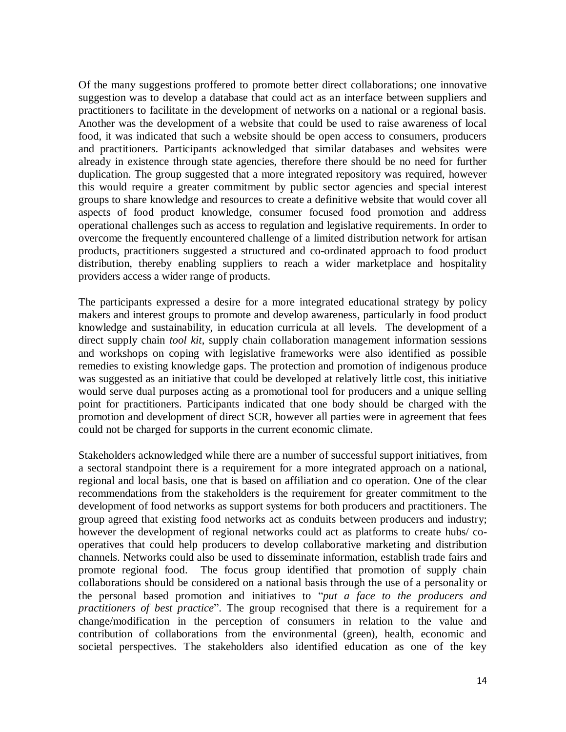Of the many suggestions proffered to promote better direct collaborations; one innovative suggestion was to develop a database that could act as an interface between suppliers and practitioners to facilitate in the development of networks on a national or a regional basis. Another was the development of a website that could be used to raise awareness of local food, it was indicated that such a website should be open access to consumers, producers and practitioners. Participants acknowledged that similar databases and websites were already in existence through state agencies, therefore there should be no need for further duplication. The group suggested that a more integrated repository was required, however this would require a greater commitment by public sector agencies and special interest groups to share knowledge and resources to create a definitive website that would cover all aspects of food product knowledge, consumer focused food promotion and address operational challenges such as access to regulation and legislative requirements. In order to overcome the frequently encountered challenge of a limited distribution network for artisan products, practitioners suggested a structured and co-ordinated approach to food product distribution, thereby enabling suppliers to reach a wider marketplace and hospitality providers access a wider range of products.

The participants expressed a desire for a more integrated educational strategy by policy makers and interest groups to promote and develop awareness, particularly in food product knowledge and sustainability, in education curricula at all levels. The development of a direct supply chain *tool kit*, supply chain collaboration management information sessions and workshops on coping with legislative frameworks were also identified as possible remedies to existing knowledge gaps. The protection and promotion of indigenous produce was suggested as an initiative that could be developed at relatively little cost, this initiative would serve dual purposes acting as a promotional tool for producers and a unique selling point for practitioners. Participants indicated that one body should be charged with the promotion and development of direct SCR, however all parties were in agreement that fees could not be charged for supports in the current economic climate.

Stakeholders acknowledged while there are a number of successful support initiatives, from a sectoral standpoint there is a requirement for a more integrated approach on a national, regional and local basis, one that is based on affiliation and co operation. One of the clear recommendations from the stakeholders is the requirement for greater commitment to the development of food networks as support systems for both producers and practitioners. The group agreed that existing food networks act as conduits between producers and industry; however the development of regional networks could act as platforms to create hubs/ co-operatives that could help producers to develop collaborative marketing and distribution channels. Networks could also be used to disseminate information, establish trade fairs and promote regional food. The focus group identified that promotion of supply chain collaborations should be considered on a national basis through the use of a personality or the personal based promotion and initiatives to "*put a face to the producers and practitioners of best practice*". The group recognised that there is a requirement for a change/modification in the perception of consumers in relation to the value and contribution of collaborations from the environmental (green), health, economic and societal perspectives. The stakeholders also identified education as one of the key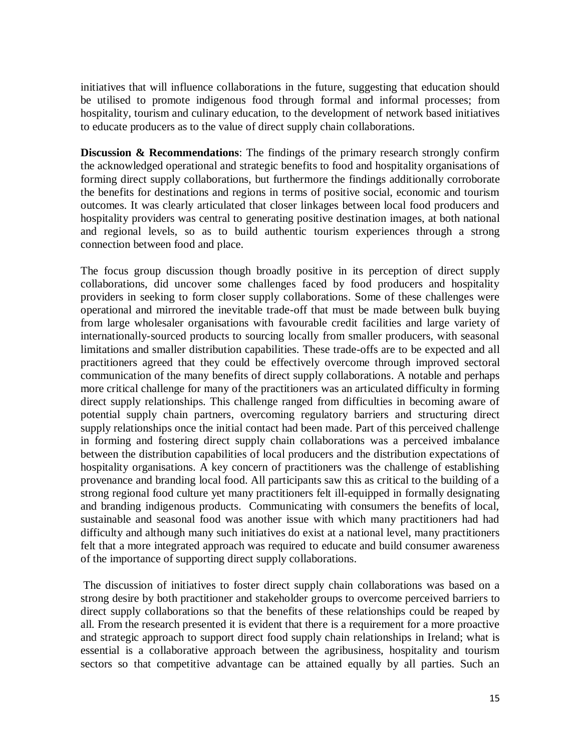initiatives that will influence collaborations in the future, suggesting that education should be utilised to promote indigenous food through formal and informal processes; from hospitality, tourism and culinary education, to the development of network based initiatives to educate producers as to the value of direct supply chain collaborations.

**Discussion & Recommendations**: The findings of the primary research strongly confirm the acknowledged operational and strategic benefits to food and hospitality organisations of forming direct supply collaborations, but furthermore the findings additionally corroborate the benefits for destinations and regions in terms of positive social, economic and tourism outcomes. It was clearly articulated that closer linkages between local food producers and hospitality providers was central to generating positive destination images, at both national and regional levels, so as to build authentic tourism experiences through a strong connection between food and place.

The focus group discussion though broadly positive in its perception of direct supply collaborations, did uncover some challenges faced by food producers and hospitality providers in seeking to form closer supply collaborations. Some of these challenges were operational and mirrored the inevitable trade-off that must be made between bulk buying from large wholesaler organisations with favourable credit facilities and large variety of internationally-sourced products to sourcing locally from smaller producers, with seasonal limitations and smaller distribution capabilities. These trade-offs are to be expected and all practitioners agreed that they could be effectively overcome through improved sectoral communication of the many benefits of direct supply collaborations. A notable and perhaps more critical challenge for many of the practitioners was an articulated difficulty in forming direct supply relationships. This challenge ranged from difficulties in becoming aware of potential supply chain partners, overcoming regulatory barriers and structuring direct supply relationships once the initial contact had been made. Part of this perceived challenge in forming and fostering direct supply chain collaborations was a perceived imbalance between the distribution capabilities of local producers and the distribution expectations of hospitality organisations. A key concern of practitioners was the challenge of establishing provenance and branding local food. All participants saw this as critical to the building of a strong regional food culture yet many practitioners felt ill-equipped in formally designating and branding indigenous products. Communicating with consumers the benefits of local, sustainable and seasonal food was another issue with which many practitioners had had difficulty and although many such initiatives do exist at a national level, many practitioners felt that a more integrated approach was required to educate and build consumer awareness of the importance of supporting direct supply collaborations.

The discussion of initiatives to foster direct supply chain collaborations was based on a strong desire by both practitioner and stakeholder groups to overcome perceived barriers to direct supply collaborations so that the benefits of these relationships could be reaped by all. From the research presented it is evident that there is a requirement for a more proactive and strategic approach to support direct food supply chain relationships in Ireland; what is essential is a collaborative approach between the agribusiness, hospitality and tourism sectors so that competitive advantage can be attained equally by all parties. Such an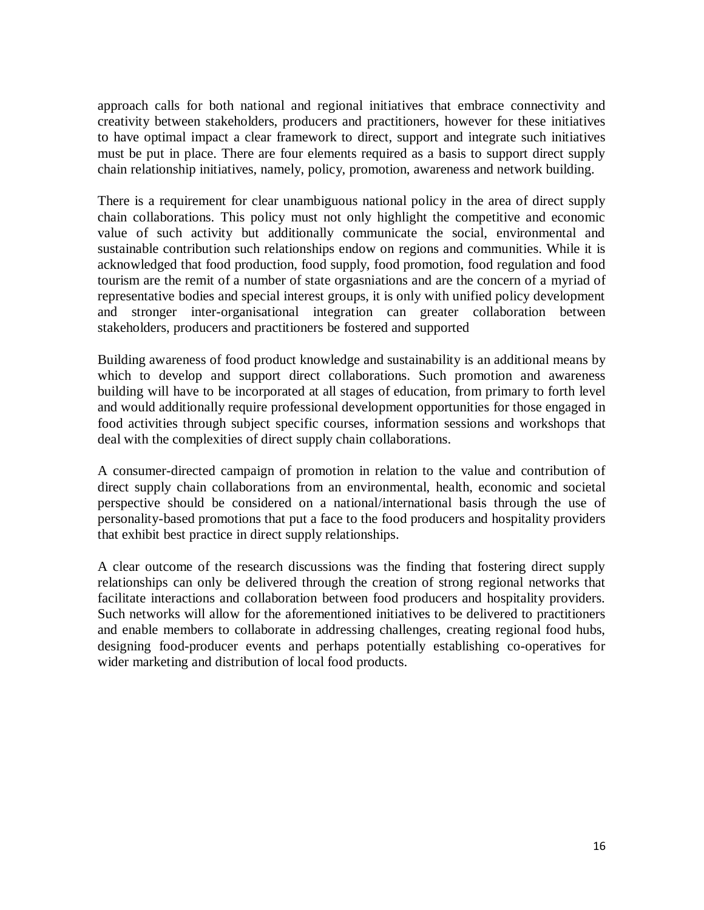approach calls for both national and regional initiatives that embrace connectivity and creativity between stakeholders, producers and practitioners, however for these initiatives to have optimal impact a clear framework to direct, support and integrate such initiatives must be put in place. There are four elements required as a basis to support direct supply chain relationship initiatives, namely, policy, promotion, awareness and network building.

There is a requirement for clear unambiguous national policy in the area of direct supply chain collaborations. This policy must not only highlight the competitive and economic value of such activity but additionally communicate the social, environmental and sustainable contribution such relationships endow on regions and communities. While it is acknowledged that food production, food supply, food promotion, food regulation and food tourism are the remit of a number of state orgasniations and are the concern of a myriad of representative bodies and special interest groups, it is only with unified policy development and stronger inter-organisational integration can greater collaboration between stakeholders, producers and practitioners be fostered and supported

Building awareness of food product knowledge and sustainability is an additional means by which to develop and support direct collaborations. Such promotion and awareness building will have to be incorporated at all stages of education, from primary to forth level and would additionally require professional development opportunities for those engaged in food activities through subject specific courses, information sessions and workshops that deal with the complexities of direct supply chain collaborations.

A consumer-directed campaign of promotion in relation to the value and contribution of direct supply chain collaborations from an environmental, health, economic and societal perspective should be considered on a national/international basis through the use of personality-based promotions that put a face to the food producers and hospitality providers that exhibit best practice in direct supply relationships.

A clear outcome of the research discussions was the finding that fostering direct supply relationships can only be delivered through the creation of strong regional networks that facilitate interactions and collaboration between food producers and hospitality providers. Such networks will allow for the aforementioned initiatives to be delivered to practitioners and enable members to collaborate in addressing challenges, creating regional food hubs, designing food-producer events and perhaps potentially establishing co-operatives for wider marketing and distribution of local food products.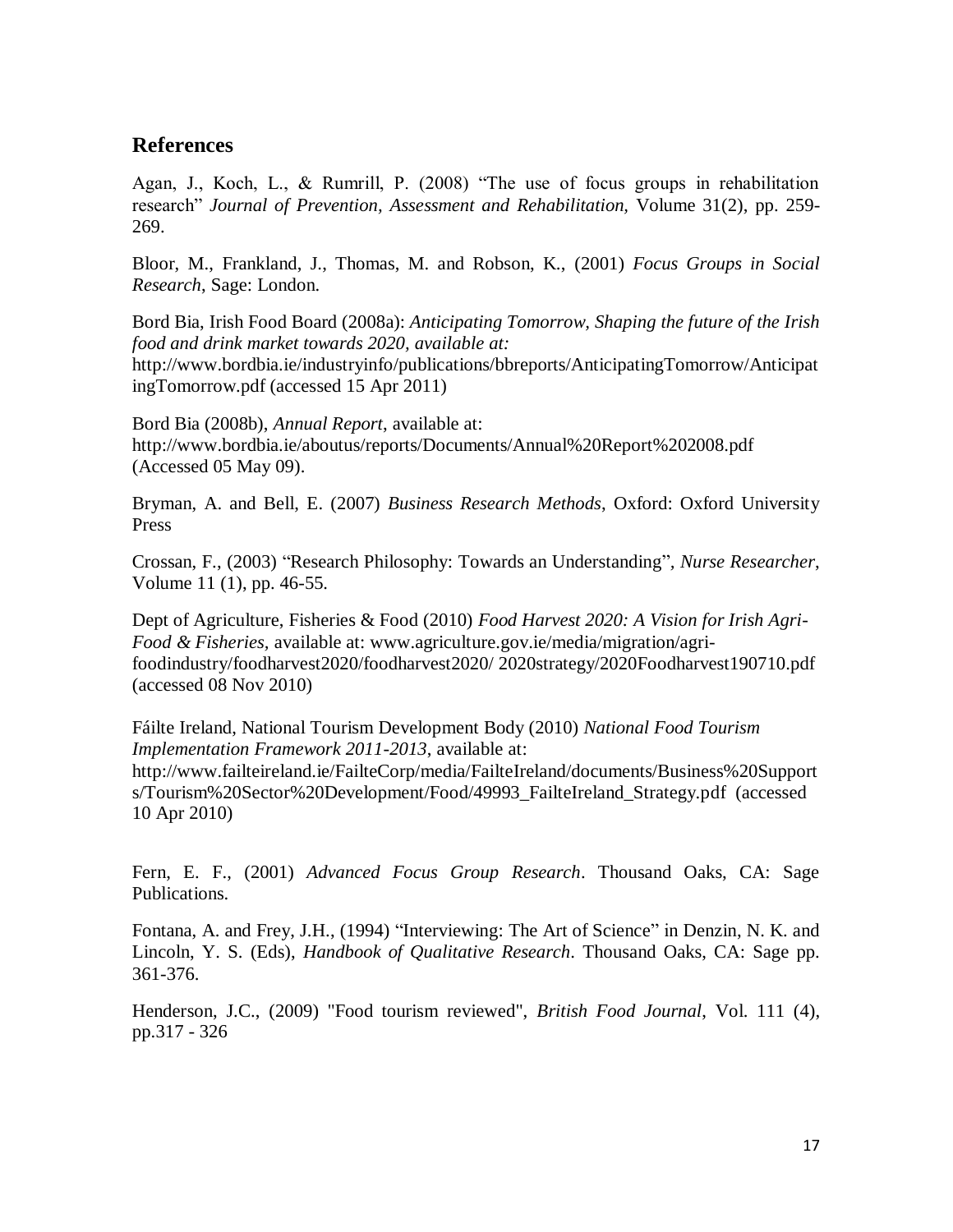## References

Agan, J., Koch, L., & Rumrill, P. (2008) “The use of focus groups in rehabilitation research” *Journal of Prevention, Assessment and Rehabilitation*, Volume 31(2), pp. 259-269.

Bloor, M., Frankland, J., Thomas, M. and Robson, K., (2001) *Focus Groups in Social Research*, Sage: London.

Bord Bia, Irish Food Board (2008a): *Anticipating Tomorrow, Shaping the future of the Irish food and drink market towards 2020, available at:* http://www.bordbia.ie/industryinfo/publications/bbreports/AnticipatingTomorrow/AnticipatingTomorrow.pdf (accessed 15 Apr 2011)

Bord Bia (2008b), *Annual Report*, available at: http://www.bordbia.ie/aboutus/reports/Documents/Annual%20Report%202008.pdf (Accessed 05 May 09).

Bryman, A. and Bell, E. (2007) *Business Research Methods*, Oxford: Oxford University Press

Crossan, F., (2003) “Research Philosophy: Towards an Understanding”, *Nurse Researcher*, Volume 11 (1), pp. 46-55.

Dept of Agriculture, Fisheries & Food (2010) *Food Harvest 2020: A Vision for Irish Agri-Food & Fisheries*, available at: www.agriculture.gov.ie/media/migration/agri-foodindustry/foodharvest2020/foodharvest2020/ 2020strategy/2020Foodharvest190710.pdf (accessed 08 Nov 2010)

Fáilte Ireland, National Tourism Development Body (2010) *National Food Tourism Implementation Framework 2011-2013*, available at: http://www.failteireland.ie/FailteCorp/media/FailteIreland/documents/Business%20Supports/Tourism%20Sector%20Development/Food/49993_FailteIreland_Strategy.pdf (accessed 10 Apr 2010)

Fern, E. F., (2001) *Advanced Focus Group Research*. Thousand Oaks, CA: Sage Publications.

Fontana, A. and Frey, J.H., (1994) “Interviewing: The Art of Science” in Denzin, N. K. and Lincoln, Y. S. (Eds), *Handbook of Qualitative Research*. Thousand Oaks, CA: Sage pp. 361-376.

Henderson, J.C., (2009) "Food tourism reviewed", *British Food Journal*, Vol. 111 (4), pp.317 - 326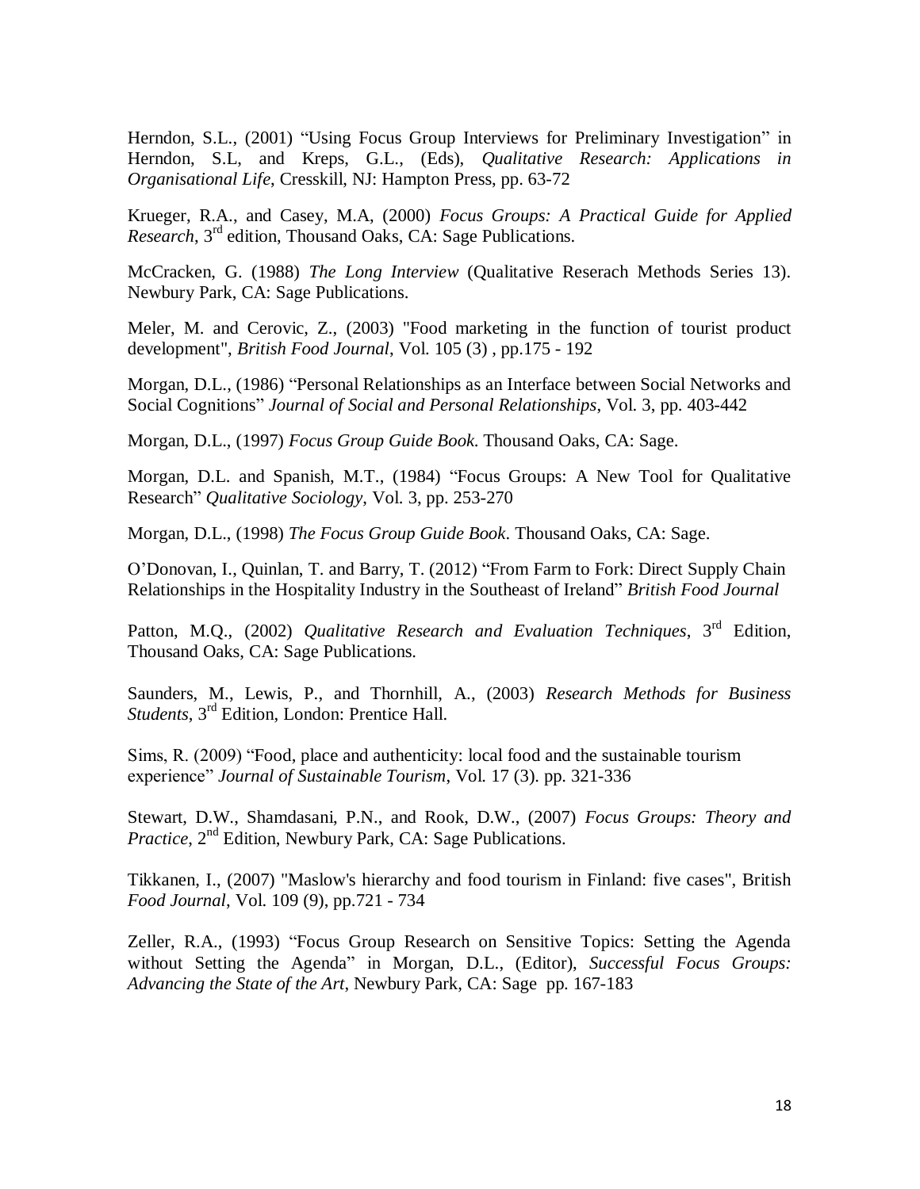Herndon, S.L., (2001) "Using Focus Group Interviews for Preliminary Investigation" in Herndon, S.L, and Kreps, G.L., (Eds), *Qualitative Research: Applications in Organisational Life*, Cresskill, NJ: Hampton Press, pp. 63-72

Krueger, R.A., and Casey, M.A, (2000) *Focus Groups: A Practical Guide for Applied Research*, 3rd edition, Thousand Oaks, CA: Sage Publications.

McCracken, G. (1988) *The Long Interview* (Qualitative Reserach Methods Series 13). Newbury Park, CA: Sage Publications.

Meler, M. and Cerovic, Z., (2003) "Food marketing in the function of tourist product development", *British Food Journal*, Vol. 105 (3) , pp.175 - 192

Morgan, D.L., (1986) "Personal Relationships as an Interface between Social Networks and Social Cognitions" *Journal of Social and Personal Relationships*, Vol. 3, pp. 403-442

Morgan, D.L., (1997) *Focus Group Guide Book*. Thousand Oaks, CA: Sage.

Morgan, D.L. and Spanish, M.T., (1984) "Focus Groups: A New Tool for Qualitative Research" *Qualitative Sociology*, Vol. 3, pp. 253-270

Morgan, D.L., (1998) *The Focus Group Guide Book*. Thousand Oaks, CA: Sage.

O'Donovan, I., Quinlan, T. and Barry, T. (2012) "From Farm to Fork: Direct Supply Chain Relationships in the Hospitality Industry in the Southeast of Ireland" *British Food Journal*

Patton, M.Q., (2002) *Qualitative Research and Evaluation Techniques*, 3rd Edition, Thousand Oaks, CA: Sage Publications.

Saunders, M., Lewis, P., and Thornhill, A., (2003) *Research Methods for Business Students*, 3rd Edition, London: Prentice Hall.

Sims, R. (2009) "Food, place and authenticity: local food and the sustainable tourism experience" *Journal of Sustainable Tourism*, Vol. 17 (3). pp. 321-336

Stewart, D.W., Shamdasani, P.N., and Rook, D.W., (2007) *Focus Groups: Theory and Practice*, 2nd Edition, Newbury Park, CA: Sage Publications.

Tikkanen, I., (2007) "Maslow's hierarchy and food tourism in Finland: five cases", British *Food Journal*, Vol. 109 (9), pp.721 - 734

Zeller, R.A., (1993) "Focus Group Research on Sensitive Topics: Setting the Agenda without Setting the Agenda" in Morgan, D.L., (Editor), *Successful Focus Groups: Advancing the State of the Art*, Newbury Park, CA: Sage pp. 167-183